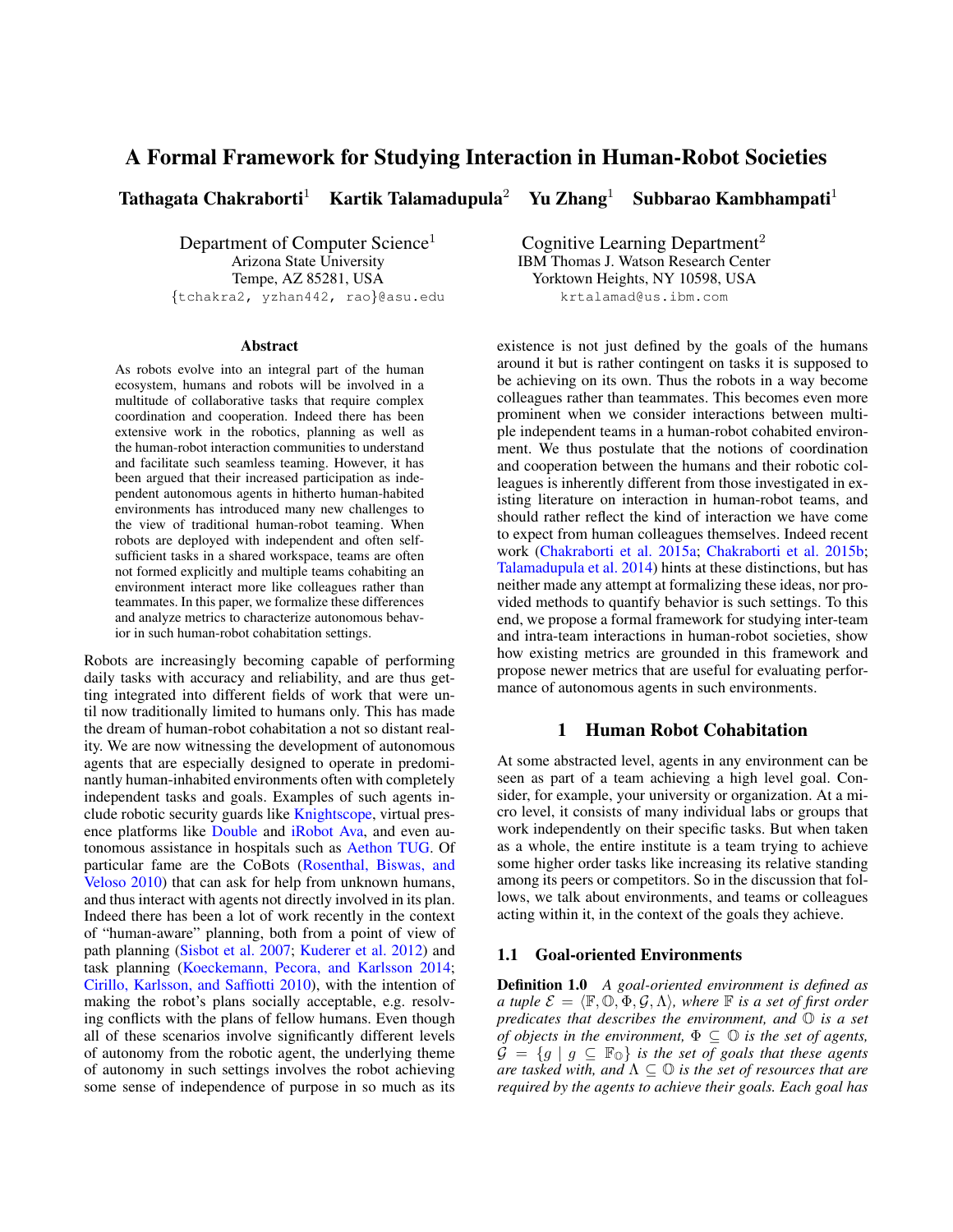# A Formal Framework for Studying Interaction in Human-Robot Societies

**Tathagata Chakraborti[1] Kartik Talamadupula[2] Yu Zhang[1] Subbarao Kambhampati[1]**

Department of Computer Science[1]
Arizona State University
Tempe, AZ 85281, USA
{tchakra2, yzhan442, rao}@asu.edu

Cognitive Learning Department[2]
IBM Thomas J. Watson Research Center
Yorktown Heights, NY 10598, USA
krtalamad@us.ibm.com

## Abstract

As robots evolve into an integral part of the human ecosystem, humans and robots will be involved in a multitude of collaborative tasks that require complex coordination and cooperation. Indeed there has been extensive work in the robotics, planning as well as the human-robot interaction communities to understand and facilitate such seamless teaming. However, it has been argued that their increased participation as independent autonomous agents in hitherto human-habited environments has introduced many new challenges to the view of traditional human-robot teaming. When robots are deployed with independent and often self-sufficient tasks in a shared workspace, teams are often not formed explicitly and multiple teams cohabiting an environment interact more like colleagues rather than teammates. In this paper, we formalize these differences and analyze metrics to characterize autonomous behavior in such human-robot cohabitation settings.

Robots are increasingly becoming capable of performing daily tasks with accuracy and reliability, and are thus getting integrated into different fields of work that were until now traditionally limited to humans only. This has made the dream of human-robot cohabitation a not so distant reality. We are now witnessing the development of autonomous agents that are especially designed to operate in predominantly human-inhabited environments often with completely independent tasks and goals. Examples of such agents include robotic security guards like Knightscope, virtual presence platforms like Double and iRobot Ava, and even autonomous assistance in hospitals such as Aethon TUG. Of particular fame are the CoBots (Rosenthal, Biswas, and Veloso 2010) that can ask for help from unknown humans, and thus interact with agents not directly involved in its plan. Indeed there has been a lot of work recently in the context of "human-aware" planning, both from a point of view of path planning (Sisbot et al. 2007; Kuderer et al. 2012) and task planning (Koeckemann, Pecora, and Karlsson 2014; Cirillo, Karlsson, and Saffiotti 2010), with the intention of making the robot's plans socially acceptable, e.g. resolving conflicts with the plans of fellow humans. Even though all of these scenarios involve significantly different levels of autonomy from the robotic agent, the underlying theme of autonomy in such settings involves the robot achieving some sense of independence of purpose in so much as its existence is not just defined by the goals of the humans around it but is rather contingent on tasks it is supposed to be achieving on its own. Thus the robots in a way become colleagues rather than teammates. This becomes even more prominent when we consider interactions between multiple independent teams in a human-robot cohabited environment. We thus postulate that the notions of coordination and cooperation between the humans and their robotic colleagues is inherently different from those investigated in existing literature on interaction in human-robot teams, and should rather reflect the kind of interaction we have come to expect from human colleagues themselves. Indeed recent work (Chakraborti et al. 2015a; Chakraborti et al. 2015b; Talamadupula et al. 2014) hints at these distinctions, but has neither made any attempt at formalizing these ideas, nor provided methods to quantify behavior is such settings. To this end, we propose a formal framework for studying inter-team and intra-team interactions in human-robot societies, show how existing metrics are grounded in this framework and propose newer metrics that are useful for evaluating performance of autonomous agents in such environments.

## 1 Human Robot Cohabitation

At some abstracted level, agents in any environment can be seen as part of a team achieving a high level goal. Consider, for example, your university or organization. At a micro level, it consists of many individual labs or groups that work independently on their specific tasks. But when taken as a whole, the entire institute is a team trying to achieve some higher order tasks like increasing its relative standing among its peers or competitors. So in the discussion that follows, we talk about environments, and teams or colleagues acting within it, in the context of the goals they achieve.

### 1.1 Goal-oriented Environments

**Definition 1.0** *A goal-oriented environment is defined as a tuple $\mathcal{E} = \langle \mathbb{F}, \mathbb{O}, \Phi, \mathcal{G}, \Lambda \rangle$, where $\mathbb{F}$ is a set of first order predicates that describes the environment, and $\mathbb{O}$ is a set of objects in the environment, $\Phi \subseteq \mathbb{O}$ is the set of agents, $\mathcal{G} = \{g \mid g \subseteq \mathbb{F}_{\mathbb{O}}\}$ is the set of goals that these agents are tasked with, and $\Lambda \subseteq \mathbb{O}$ is the set of resources that are required by the agents to achieve their goals. Each goal has*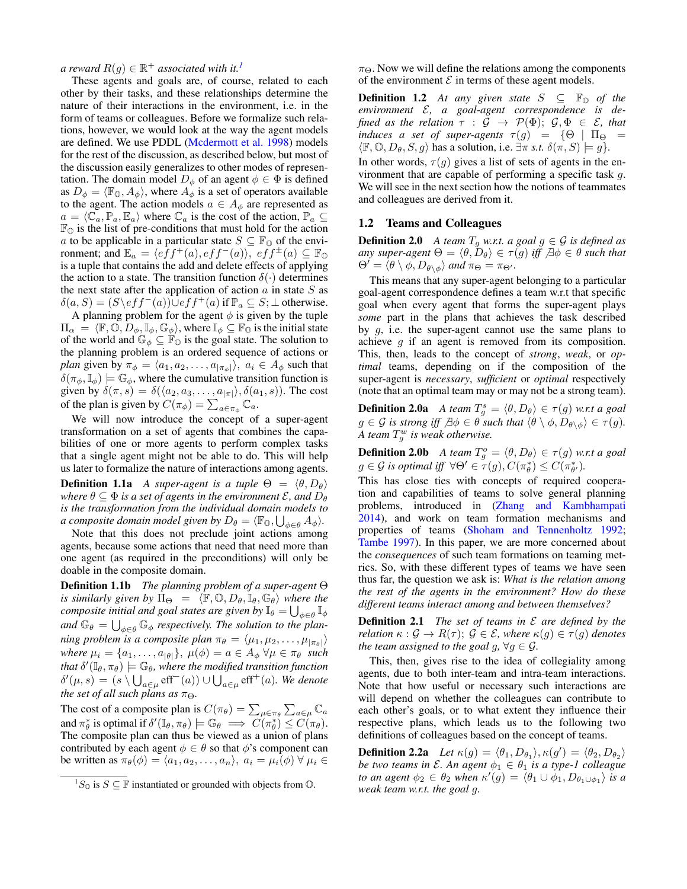a reward $R(g) \in \mathbb{R}^+$ *associated with it.*[1]

These agents and goals are, of course, related to each other by their tasks, and these relationships determine the nature of their interactions in the environment, i.e. in the form of teams or colleagues. Before we formalize such relations, however, we would look at the way the agent models are defined. We use PDDL (Mcdermott et al. 1998) models for the rest of the discussion, as described below, but most of the discussion easily generalizes to other modes of representation. The domain model $D_\phi$ of an agent $\phi \in \Phi$ is defined as $D_\phi = \langle \mathbb{F}_\mathbb{O}, A_\phi \rangle$, where $A_\phi$ is a set of operators available to the agent. The action models $a \in A_\phi$ are represented as $a = \langle \mathbb{C}_a, \mathbb{P}_a, \mathbb{E}_a \rangle$ where $\mathbb{C}_a$ is the cost of the action, $\mathbb{P}_a \subseteq \mathbb{F}_\mathbb{O}$ is the list of pre-conditions that must hold for the action $a$ to be applicable in a particular state $S \subseteq \mathbb{F}_\mathbb{O}$ of the environment; and $\mathbb{E}_a = \langle eff^+(a), eff^-(a) \rangle$, $eff^\pm(a) \subseteq \mathbb{F}_\mathbb{O}$ is a tuple that contains the add and delete effects of applying the action to a state. The transition function $\delta(\cdot)$ determines the next state after the application of action $a$ in state $S$ as $\delta(a, S) = (S \setminus eff^-(a)) \cup eff^+(a)$ if $\mathbb{P}_a \subseteq S$; $\perp$ otherwise.

A planning problem for the agent $\phi$ is given by the tuple $\Pi_\alpha = \langle \mathbb{F}, \mathbb{O}, D_\phi, \mathbb{I}_\phi, \mathbb{G}_\phi \rangle$, where $\mathbb{I}_\phi \subseteq \mathbb{F}_\mathbb{O}$ is the initial state of the world and $\mathbb{G}_\phi \subseteq \mathbb{F}_\mathbb{O}$ is the goal state. The solution to the planning problem is an ordered sequence of actions or *plan* given by $\pi_\phi = \langle a_1, a_2, \ldots, a_{|\pi_\phi|} \rangle$, $a_i \in A_\phi$ such that $\delta(\pi_\phi, \mathbb{I}_\phi) \models \mathbb{G}_\phi$, where the cumulative transition function is given by $\delta(\pi, s) = \delta(\langle a_2, a_3, \ldots, a_{|\pi|} \rangle, \delta(a_1, s))$. The cost of the plan is given by $C(\pi_\phi) = \sum_{a \in \pi_\phi} \mathbb{C}_a$.

We will now introduce the concept of a super-agent transformation on a set of agents that combines the capabilities of one or more agents to perform complex tasks that a single agent might not be able to do. This will help us later to formalize the nature of interactions among agents.

**Definition 1.1a** *A super-agent is a tuple $\Theta = \langle \theta, D_\theta \rangle$ where $\theta \subseteq \Phi$ is a set of agents in the environment $\mathcal{E}$, and $D_\theta$ is the transformation from the individual domain models to a composite domain model given by $D_\theta = \langle \mathbb{F}_\mathbb{O}, \bigcup_{\phi \in \theta} A_\phi \rangle$.*

Note that this does not preclude joint actions among agents, because some actions that need that need more than one agent (as required in the preconditions) will only be doable in the composite domain.

**Definition 1.1b** *The planning problem of a super-agent $\Theta$ is similarly given by $\Pi_\Theta = \langle \mathbb{F}, \mathbb{O}, D_\theta, \mathbb{I}_\theta, \mathbb{G}_\theta \rangle$ where the composite initial and goal states are given by $\mathbb{I}_\theta = \bigcup_{\phi \in \theta} \mathbb{I}_\phi$ and $\mathbb{G}_\theta = \bigcup_{\phi \in \theta} \mathbb{G}_\phi$ respectively. The solution to the planning problem is a composite plan $\pi_\theta = \langle \mu_1, \mu_2, \ldots, \mu_{|\pi_\theta|} \rangle$ where $\mu_i = \{a_1, \ldots, a_{|\theta|}\}$, $\mu(\phi) = a \in A_\phi \; \forall \mu \in \pi_\theta$ such that $\delta'(\mathbb{I}_\theta, \pi_\theta) \models \mathbb{G}_\Theta$, where the modified transition function $\delta'(\mu, s) = (s \setminus \bigcup_{a \in \mu} \text{eff}^-(a)) \cup \bigcup_{a \in \mu} \text{eff}^+(a)$. We denote the set of all such plans as $\pi_\Theta$.*

The cost of a composite plan is $C(\pi_\theta) = \sum_{\mu \in \pi_\theta} \sum_{a \in \mu} \mathbb{C}_a$ and $\pi^*_\theta$ is optimal if $\delta'(\mathbb{I}_\theta, \pi_\theta) \models \mathbb{G}_\Theta \implies C(\pi^*_\theta) \leq C(\pi_\theta)$. The composite plan can thus be viewed as a union of plans contributed by each agent $\phi \in \theta$ so that $\phi$'s component can be written as $\pi_\theta(\phi) = \langle a_1, a_2, \ldots, a_n \rangle$, $a_i = \mu_i(\phi) \; \forall \mu_i \in \pi_\Theta$. Now we will define the relations among the components of the environment $\mathcal{E}$ in terms of these agent models.

**Definition 1.2** *At any given state $S \subseteq \mathbb{F}_\mathbb{O}$ of the environment $\mathcal{E}$, a goal-agent correspondence is defined as the relation $\tau : \mathcal{G} \rightarrow \mathcal{P}(\Phi)$; $\mathcal{G}, \Phi \in \mathcal{E}$, that induces a set of super-agents $\tau(g) = \{\Theta \mid \Pi_\Theta = \langle \mathbb{F}, \mathbb{O}, D_\theta, S, g \rangle$ has a solution, i.e. $\exists \pi$ s.t. $\delta(\pi, S) \models g\}$.*

In other words, $\tau(g)$ gives a list of sets of agents in the environment that are capable of performing a specific task $g$. We will see in the next section how the notions of teammates and colleagues are derived from it.

## 1.2 Teams and Colleagues

**Definition 2.0** *A team $T_g$ w.r.t. a goal $g \in \mathcal{G}$ is defined as any super-agent $\Theta = \langle \theta, D_\theta \rangle \in \tau(g)$ iff $\nexists \phi \in \theta$ such that $\Theta' = \langle \theta \setminus \phi, D_{\theta \setminus \phi} \rangle$ and $\pi_\Theta = \pi_{\Theta'}$.*

This means that any super-agent belonging to a particular goal-agent correspondence defines a team w.r.t that specific goal when every agent that forms the super-agent plays *some* part in the plans that achieves the task described by $g$, i.e. the super-agent cannot use the same plans to achieve $g$ if an agent is removed from its composition. This, then, leads to the concept of *strong*, *weak*, or *optimal* teams, depending on if the composition of the super-agent is *necessary*, *sufficient* or *optimal* respectively (note that an optimal team may or may not be a strong team).

**Definition 2.0a** *A team $T^s_g = \langle \theta, D_\theta \rangle \in \tau(g)$ w.r.t a goal $g \in \mathcal{G}$ is strong iff $\nexists \phi \in \theta$ such that $\langle \theta \setminus \phi, D_{\theta \setminus \phi} \rangle \in \tau(g)$. A team $T^w_g$ is weak otherwise.*

**Definition 2.0b** *A team $T^o_g = \langle \theta, D_\theta \rangle \in \tau(g)$ w.r.t a goal $g \in \mathcal{G}$ is optimal iff $\forall \Theta' \in \tau(g), C(\pi^*_\theta) \leq C(\pi^*_{\theta'})$.*

This has close ties with concepts of required cooperation and capabilities of teams to solve general planning problems, introduced in (Zhang and Kambhampati 2014), and work on team formation mechanisms and properties of teams (Shoham and Tennenholtz 1992; Tambe 1997). In this paper, we are more concerned about the *consequences* of such team formations on teaming metrics. So, with these different types of teams we have seen thus far, the question we ask is: *What is the relation among the rest of the agents in the environment? How do these different teams interact among and between themselves?*

**Definition 2.1** *The set of teams in $\mathcal{E}$ are defined by the relation $\kappa : \mathcal{G} \rightarrow R(\tau)$; $\mathcal{G} \in \mathcal{E}$, where $\kappa(g) \in \tau(g)$ denotes the team assigned to the goal $g$, $\forall g \in \mathcal{G}$.*

This, then, gives rise to the idea of collegiality among agents, due to both inter-team and intra-team interactions. Note that how useful or necessary such interactions are will depend on whether the colleagues can contribute to each other's goals, or to what extent they influence their respective plans, which leads us to the following two definitions of colleagues based on the concept of teams.

**Definition 2.2a** *Let $\kappa(g) = \langle \theta_1, D_{\theta_1} \rangle, \kappa(g') = \langle \theta_2, D_{\theta_2} \rangle$ be two teams in $\mathcal{E}$. An agent $\phi_1 \in \theta_1$ is a type-1 colleague to an agent $\phi_2 \in \theta_2$ when $\kappa'(g) = \langle \theta_1 \cup \phi_1, D_{\theta_1 \cup \phi_1} \rangle$ is a weak team w.r.t. the goal $g$.*

[1] $S_\mathbb{O}$ is $S \subseteq \mathbb{F}$ instantiated or grounded with objects from $\mathbb{O}$.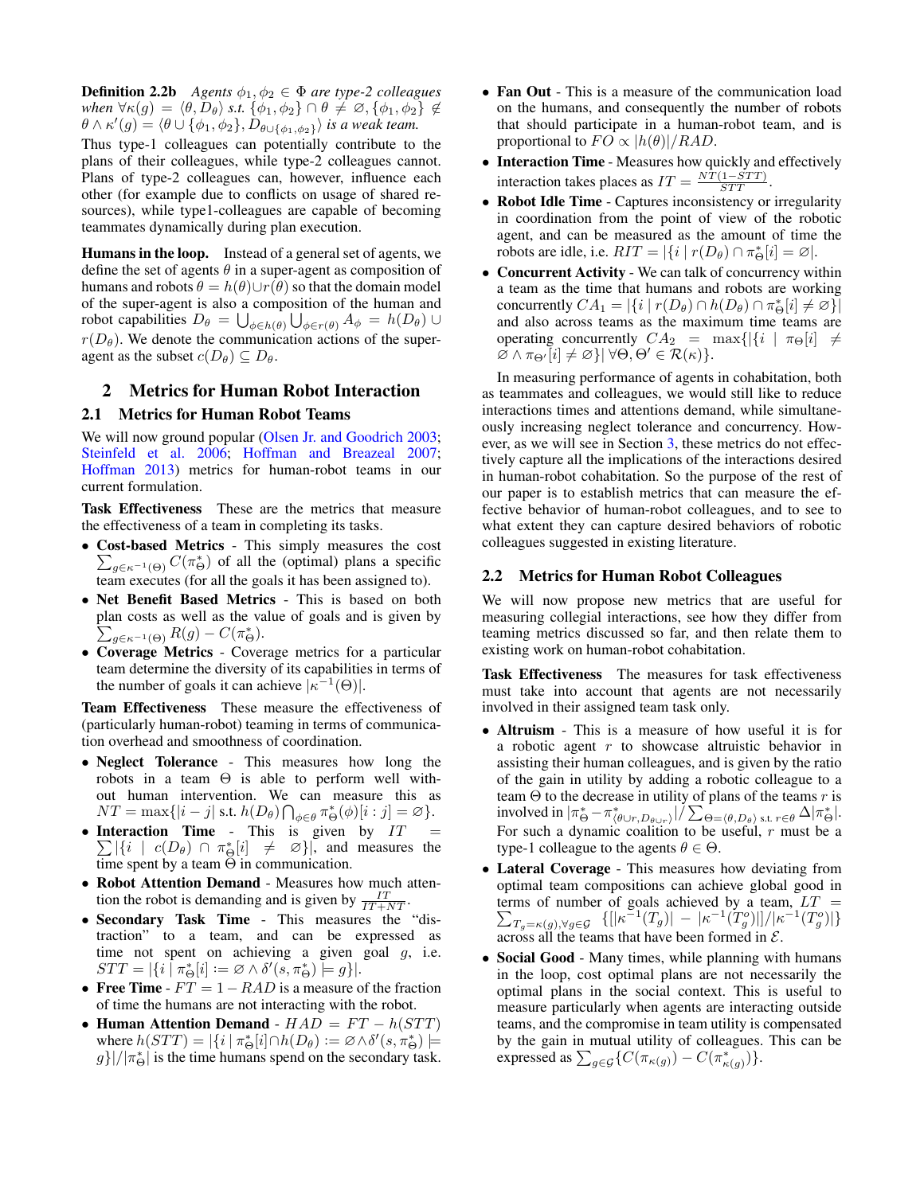**Definition 2.2b** *Agents $\phi_1, \phi_2 \in \Phi$ are type-2 colleagues when $\forall \kappa(g) = \langle \theta, D_\theta \rangle$ s.t. $\{\phi_1, \phi_2\} \cap \theta \neq \varnothing, \{\phi_1, \phi_2\} \notin \theta \wedge \kappa'(g) = \langle \theta \cup \{\phi_1, \phi_2\}, D_{\theta \cup \{\phi_1, \phi_2\}} \rangle$ is a weak team.*

Thus type-1 colleagues can potentially contribute to the plans of their colleagues, while type-2 colleagues cannot. Plans of type-2 colleagues can, however, influence each other (for example due to conflicts on usage of shared resources), while type1-colleagues are capable of becoming teammates dynamically during plan execution.

**Humans in the loop.** Instead of a general set of agents, we define the set of agents $\theta$ in a super-agent as composition of humans and robots $\theta = h(\theta) \cup r(\theta)$ so that the domain model of the super-agent is also a composition of the human and robot capabilities $D_\theta = \bigcup_{\phi \in h(\theta)} \bigcup_{\phi \in r(\theta)} A_\phi = h(D_\theta) \cup r(D_\theta)$. We denote the communication actions of the super-agent as the subset $c(D_\theta) \subseteq D_\theta$.

## 2 Metrics for Human Robot Interaction

### 2.1 Metrics for Human Robot Teams

We will now ground popular (Olsen Jr. and Goodrich 2003; Steinfeld et al. 2006; Hoffman and Breazeal 2007; Hoffman 2013) metrics for human-robot teams in our current formulation.

**Task Effectiveness** These are the metrics that measure the effectiveness of a team in completing its tasks.

- **Cost-based Metrics** - This simply measures the cost $\sum_{g \in \kappa^{-1}(\Theta)} C(\pi^*_\Theta)$ of all the (optimal) plans a specific team executes (for all the goals it has been assigned to).
- **Net Benefit Based Metrics** - This is based on both plan costs as well as the value of goals and is given by $\sum_{g \in \kappa^{-1}(\Theta)} R(g) - C(\pi^*_\Theta)$.
- **Coverage Metrics** - Coverage metrics for a particular team determine the diversity of its capabilities in terms of the number of goals it can achieve $|\kappa^{-1}(\Theta)|$.

**Team Effectiveness** These measure the effectiveness of (particularly human-robot) teaming in terms of communication overhead and smoothness of coordination.

- **Neglect Tolerance** - This measures how long the robots in a team $\Theta$ is able to perform well without human intervention. We can measure this as $NT = \max\{|i - j| \text{ s.t. } h(D_\theta) \bigcap_{\phi \in \theta} \pi^*_\Theta(\phi)[i:j] = \varnothing\}$.
- **Interaction Time** - This is given by $IT = \sum |\{i \mid c(D_\theta) \cap \pi^*_\Theta[i] \neq \varnothing\}|$, and measures the time spent by a team $\Theta$ in communication.
- **Robot Attention Demand** - Measures how much attention the robot is demanding and is given by $\frac{IT}{IT+NT}$.
- **Secondary Task Time** - This measures the "distraction" to a team, and can be expressed as time not spent on achieving a given goal $g$, i.e. $STT = |\{i \mid \pi^*_\Theta[i] := \varnothing \wedge \delta'(s, \pi^*_\Theta) \models g\}|$.
- **Free Time** - $FT = 1 - RAD$ is a measure of the fraction of time the humans are not interacting with the robot.
- **Human Attention Demand** - $HAD = FT - h(STT)$ where $h(STT) = |\{i \mid \pi^*_\Theta[i] \cap h(D_\theta) := \varnothing \wedge \delta'(s, \pi^*_\Theta) \models g\}|/|\pi^*_\Theta|$ is the time humans spend on the secondary task.
- **Fan Out** - This is a measure of the communication load on the humans, and consequently the number of robots that should participate in a human-robot team, and is proportional to $FO \propto |h(\theta)|/RAD$.
- **Interaction Time** - Measures how quickly and effectively interaction takes places as $IT = \frac{NT(1-STT)}{STT}$.
- **Robot Idle Time** - Captures inconsistency or irregularity in coordination from the point of view of the robotic agent, and can be measured as the amount of time the robots are idle, i.e. $RIT = |\{i \mid r(D_\theta) \cap \pi^*_\Theta[i] = \varnothing|$.
- **Concurrent Activity** - We can talk of concurrency within a team as the time that humans and robots are working concurrently $CA_1 = |\{i \mid r(D_\theta) \cap h(D_\theta) \cap \pi^*_\Theta[i] \neq \varnothing\}|$ and also across teams as the maximum time teams are operating concurrently $CA_2 = \max\{|\{i \mid \pi_\Theta[i] \neq \varnothing \wedge \pi_{\Theta'}[i] \neq \varnothing\}| \, \forall \Theta, \Theta' \in \mathcal{R}(\kappa)\}$.

In measuring performance of agents in cohabitation, both as teammates and colleagues, we would still like to reduce interactions times and attentions demand, while simultaneously increasing neglect tolerance and concurrency. However, as we will see in Section 3, these metrics do not effectively capture all the implications of the interactions desired in human-robot cohabitation. So the purpose of the rest of our paper is to establish metrics that can measure the effective behavior of human-robot colleagues, and to see to what extent they can capture desired behaviors of robotic colleagues suggested in existing literature.

### 2.2 Metrics for Human Robot Colleagues

We will now propose new metrics that are useful for measuring collegial interactions, see how they differ from teaming metrics discussed so far, and then relate them to existing work on human-robot cohabitation.

**Task Effectiveness** The measures for task effectiveness must take into account that agents are not necessarily involved in their assigned team task only.

- **Altruism** - This is a measure of how useful it is for a robotic agent $r$ to showcase altruistic behavior in assisting their human colleagues, and is given by the ratio of the gain in utility by adding a robotic colleague to a team $\Theta$ to the decrease in utility of plans of the teams $r$ is involved in $|\pi^*_\Theta - \pi^*_{\langle \theta \cup r, D_{\theta \cup r} \rangle}| / \sum_{\Theta = \langle \theta, D_\theta \rangle \text{ s.t. } r \in \theta} \Delta|\pi^*_\Theta|$. For such a dynamic coalition to be useful, $r$ must be a type-1 colleague to the agents $\theta \in \Theta$.
- **Lateral Coverage** - This measures how deviating from optimal team compositions can achieve global good in terms of number of goals achieved by a team, $LT = \sum_{T_g = \kappa(g), \forall g \in \mathcal{G}} \{[|\kappa^{-1}(T_g)| - |\kappa^{-1}(T^o_g)|]/|\kappa^{-1}(T^o_g)|\}$ across all the teams that have been formed in $\mathcal{E}$.
- **Social Good** - Many times, while planning with humans in the loop, cost optimal plans are not necessarily the optimal plans in the social context. This is useful to measure particularly when agents are interacting outside teams, and the compromise in team utility is compensated by the gain in mutual utility of colleagues. This can be expressed as $\sum_{g \in \mathcal{G}} \{C(\pi_{\kappa(g)}) - C(\pi^*_{\kappa(g)})\}$.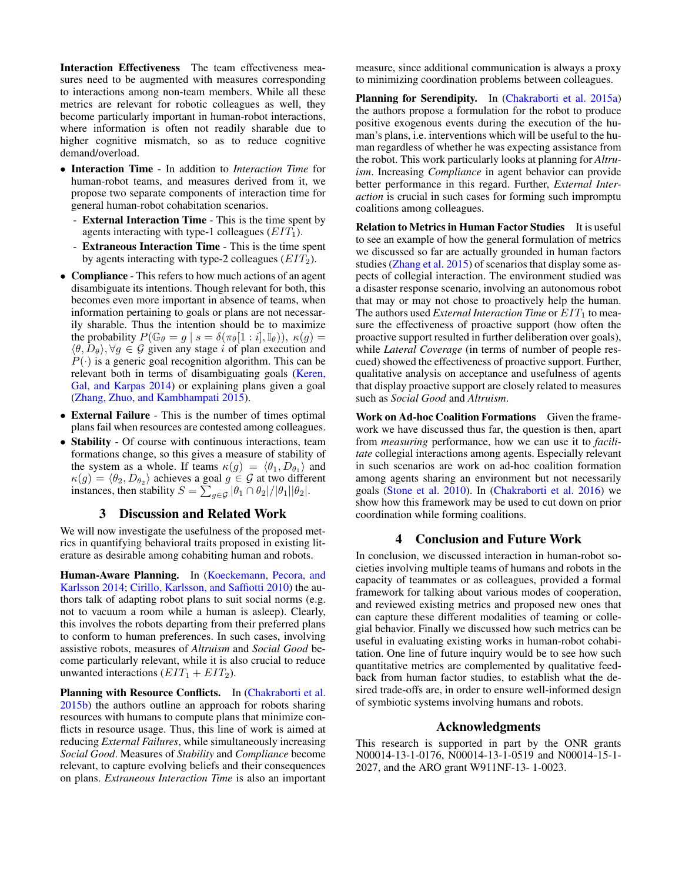**Interaction Effectiveness** The team effectiveness measures need to be augmented with measures corresponding to interactions among non-team members. While all these metrics are relevant for robotic colleagues as well, they become particularly important in human-robot interactions, where information is often not readily sharable due to higher cognitive mismatch, so as to reduce cognitive demand/overload.

- **Interaction Time** - In addition to *Interaction Time* for human-robot teams, and measures derived from it, we propose two separate components of interaction time for general human-robot cohabitation scenarios.
  - **External Interaction Time** - This is the time spent by agents interacting with type-1 colleagues ($EIT_1$).
  - **Extraneous Interaction Time** - This is the time spent by agents interacting with type-2 colleagues ($EIT_2$).
- **Compliance** - This refers to how much actions of an agent disambiguate its intentions. Though relevant for both, this becomes even more important in absence of teams, when information pertaining to goals or plans are not necessarily sharable. Thus the intention should be to maximize the probability $P(\mathbb{G}_\theta = g \mid s = \delta(\pi_\theta[1:i], \mathbb{I}_\theta))$, $\kappa(g) = \langle \theta, D_\theta \rangle, \forall g \in \mathcal{G}$ given any stage $i$ of plan execution and $P(\cdot)$ is a generic goal recognition algorithm. This can be relevant both in terms of disambiguating goals (Keren, Gal, and Karpas 2014) or explaining plans given a goal (Zhang, Zhuo, and Kambhampati 2015).
- **External Failure** - This is the number of times optimal plans fail when resources are contested among colleagues.
- **Stability** - Of course with continuous interactions, team formations change, so this gives a measure of stability of the system as a whole. If teams $\kappa(g) = \langle \theta_1, D_{\theta_1} \rangle$ and $\kappa(g) = \langle \theta_2, D_{\theta_2} \rangle$ achieves a goal $g \in \mathcal{G}$ at two different instances, then stability $S = \sum_{g \in \mathcal{G}} |\theta_1 \cap \theta_2| / |\theta_1||\theta_2|$.

## 3 Discussion and Related Work

We will now investigate the usefulness of the proposed metrics in quantifying behavioral traits proposed in existing literature as desirable among cohabiting human and robots.

**Human-Aware Planning.** In (Koeckemann, Pecora, and Karlsson 2014; Cirillo, Karlsson, and Saffiotti 2010) the authors talk of adapting robot plans to suit social norms (e.g. not to vacuum a room while a human is asleep). Clearly, this involves the robots departing from their preferred plans to conform to human preferences. In such cases, involving assistive robots, measures of *Altruism* and *Social Good* become particularly relevant, while it is also crucial to reduce unwanted interactions ($EIT_1 + EIT_2$).

**Planning with Resource Conflicts.** In (Chakraborti et al. 2015b) the authors outline an approach for robots sharing resources with humans to compute plans that minimize conflicts in resource usage. Thus, this line of work is aimed at reducing *External Failures*, while simultaneously increasing *Social Good*. Measures of *Stability* and *Compliance* become relevant, to capture evolving beliefs and their consequences on plans. *Extraneous Interaction Time* is also an important measure, since additional communication is always a proxy to minimizing coordination problems between colleagues.

**Planning for Serendipity.** In (Chakraborti et al. 2015a) the authors propose a formulation for the robot to produce positive exogenous events during the execution of the human's plans, i.e. interventions which will be useful to the human regardless of whether he was expecting assistance from the robot. This work particularly looks at planning for *Altruism*. Increasing *Compliance* in agent behavior can provide better performance in this regard. Further, *External Interaction* is crucial in such cases for forming such impromptu coalitions among colleagues.

**Relation to Metrics in Human Factor Studies** It is useful to see an example of how the general formulation of metrics we discussed so far are actually grounded in human factors studies (Zhang et al. 2015) of scenarios that display some aspects of collegial interaction. The environment studied was a disaster response scenario, involving an autonomous robot that may or may not chose to proactively help the human. The authors used *External Interaction Time* or $EIT_1$ to measure the effectiveness of proactive support (how often the proactive support resulted in further deliberation over goals), while *Lateral Coverage* (in terms of number of people rescued) showed the effectiveness of proactive support. Further, qualitative analysis on acceptance and usefulness of agents that display proactive support are closely related to measures such as *Social Good* and *Altruism*.

**Work on Ad-hoc Coalition Formations** Given the framework we have discussed thus far, the question is then, apart from *measuring* performance, how we can use it to *facilitate* collegial interactions among agents. Especially relevant in such scenarios are work on ad-hoc coalition formation among agents sharing an environment but not necessarily goals (Stone et al. 2010). In (Chakraborti et al. 2016) we show how this framework may be used to cut down on prior coordination while forming coalitions.

## 4 Conclusion and Future Work

In conclusion, we discussed interaction in human-robot societies involving multiple teams of humans and robots in the capacity of teammates or as colleagues, provided a formal framework for talking about various modes of cooperation, and reviewed existing metrics and proposed new ones that can capture these different modalities of teaming or collegial behavior. Finally we discussed how such metrics can be useful in evaluating existing works in human-robot cohabitation. One line of future inquiry would be to see how such quantitative metrics are complemented by qualitative feedback from human factor studies, to establish what the desired trade-offs are, in order to ensure well-informed design of symbiotic systems involving humans and robots.

## Acknowledgments

This research is supported in part by the ONR grants N00014-13-1-0176, N00014-13-1-0519 and N00014-15-1-2027, and the ARO grant W911NF-13- 1-0023.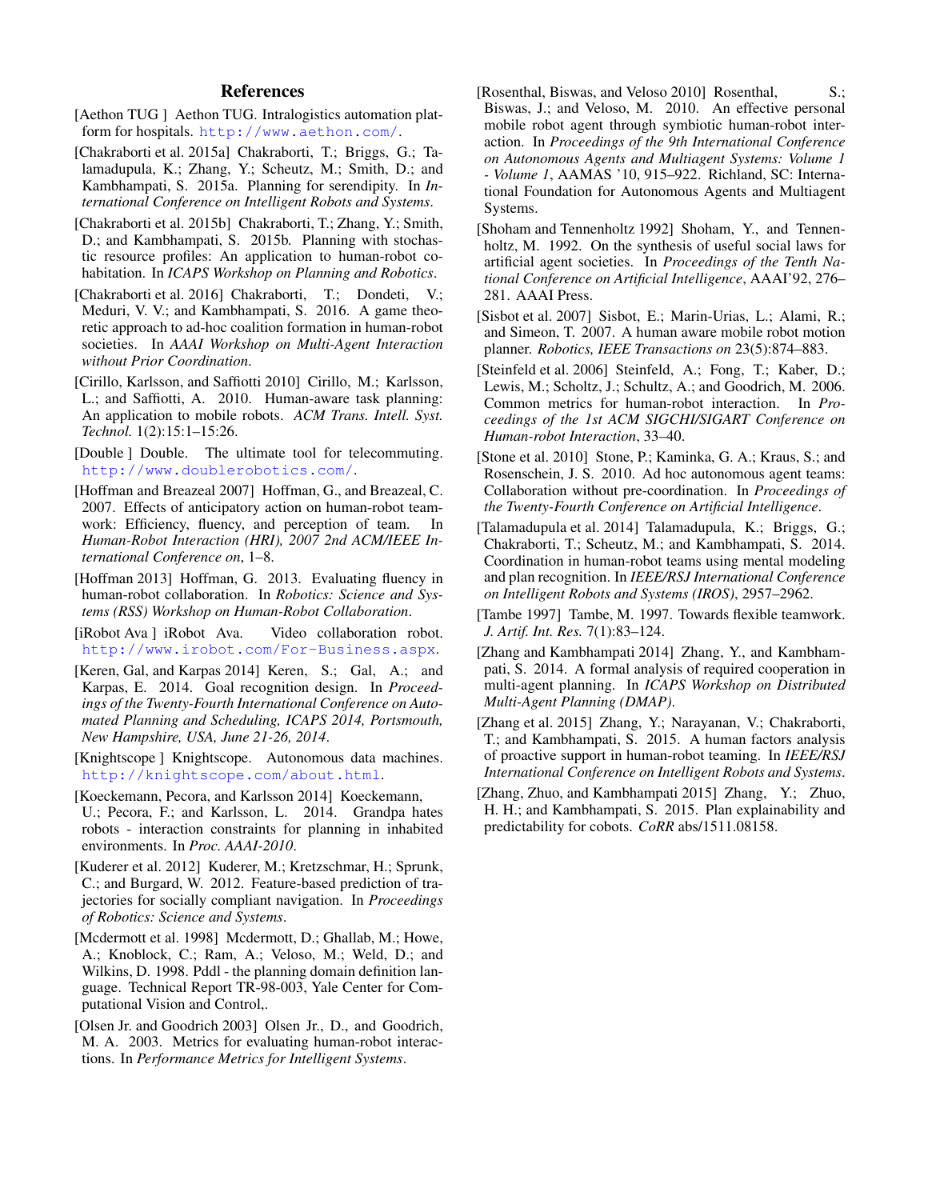## References

[Aethon TUG ] Aethon TUG. Intralogistics automation platform for hospitals. http://www.aethon.com/.

[Chakraborti et al. 2015a] Chakraborti, T.; Briggs, G.; Talamadupula, K.; Zhang, Y.; Scheutz, M.; Smith, D.; and Kambhampati, S. 2015a. Planning for serendipity. In *International Conference on Intelligent Robots and Systems*.

[Chakraborti et al. 2015b] Chakraborti, T.; Zhang, Y.; Smith, D.; and Kambhampati, S. 2015b. Planning with stochastic resource profiles: An application to human-robot cohabitation. In *ICAPS Workshop on Planning and Robotics*.

[Chakraborti et al. 2016] Chakraborti, T.; Dondeti, V.; Meduri, V. V.; and Kambhampati, S. 2016. A game theoretic approach to ad-hoc coalition formation in human-robot societies. In *AAAI Workshop on Multi-Agent Interaction without Prior Coordination*.

[Cirillo, Karlsson, and Saffiotti 2010] Cirillo, M.; Karlsson, L.; and Saffiotti, A. 2010. Human-aware task planning: An application to mobile robots. *ACM Trans. Intell. Syst. Technol.* 1(2):15:1–15:26.

[Double ] Double. The ultimate tool for telecommuting. http://www.doublerobotics.com/.

[Hoffman and Breazeal 2007] Hoffman, G., and Breazeal, C. 2007. Effects of anticipatory action on human-robot teamwork: Efficiency, fluency, and perception of team. In *Human-Robot Interaction (HRI), 2007 2nd ACM/IEEE International Conference on*, 1–8.

[Hoffman 2013] Hoffman, G. 2013. Evaluating fluency in human-robot collaboration. In *Robotics: Science and Systems (RSS) Workshop on Human-Robot Collaboration*.

[iRobot Ava ] iRobot Ava. Video collaboration robot. http://www.irobot.com/For-Business.aspx.

[Keren, Gal, and Karpas 2014] Keren, S.; Gal, A.; and Karpas, E. 2014. Goal recognition design. In *Proceedings of the Twenty-Fourth International Conference on Automated Planning and Scheduling, ICAPS 2014, Portsmouth, New Hampshire, USA, June 21-26, 2014*.

[Knightscope ] Knightscope. Autonomous data machines. http://knightscope.com/about.html.

[Koeckemann, Pecora, and Karlsson 2014] Koeckemann, U.; Pecora, F.; and Karlsson, L. 2014. Grandpa hates robots - interaction constraints for planning in inhabited environments. In *Proc. AAAI-2010*.

[Kuderer et al. 2012] Kuderer, M.; Kretzschmar, H.; Sprunk, C.; and Burgard, W. 2012. Feature-based prediction of trajectories for socially compliant navigation. In *Proceedings of Robotics: Science and Systems*.

[Mcdermott et al. 1998] Mcdermott, D.; Ghallab, M.; Howe, A.; Knoblock, C.; Ram, A.; Veloso, M.; Weld, D.; and Wilkins, D. 1998. Pddl - the planning domain definition language. Technical Report TR-98-003, Yale Center for Computational Vision and Control,.

[Olsen Jr. and Goodrich 2003] Olsen Jr., D., and Goodrich, M. A. 2003. Metrics for evaluating human-robot interactions. In *Performance Metrics for Intelligent Systems*.

[Rosenthal, Biswas, and Veloso 2010] Rosenthal, S.; Biswas, J.; and Veloso, M. 2010. An effective personal mobile robot agent through symbiotic human-robot interaction. In *Proceedings of the 9th International Conference on Autonomous Agents and Multiagent Systems: Volume 1 - Volume 1*, AAMAS '10, 915–922. Richland, SC: International Foundation for Autonomous Agents and Multiagent Systems.

[Shoham and Tennenholtz 1992] Shoham, Y., and Tennenholtz, M. 1992. On the synthesis of useful social laws for artificial agent societies. In *Proceedings of the Tenth National Conference on Artificial Intelligence*, AAAI'92, 276–281. AAAI Press.

[Sisbot et al. 2007] Sisbot, E.; Marin-Urias, L.; Alami, R.; and Simeon, T. 2007. A human aware mobile robot motion planner. *Robotics, IEEE Transactions on* 23(5):874–883.

[Steinfeld et al. 2006] Steinfeld, A.; Fong, T.; Kaber, D.; Lewis, M.; Scholtz, J.; Schultz, A.; and Goodrich, M. 2006. Common metrics for human-robot interaction. In *Proceedings of the 1st ACM SIGCHI/SIGART Conference on Human-robot Interaction*, 33–40.

[Stone et al. 2010] Stone, P.; Kaminka, G. A.; Kraus, S.; and Rosenschein, J. S. 2010. Ad hoc autonomous agent teams: Collaboration without pre-coordination. In *Proceedings of the Twenty-Fourth Conference on Artificial Intelligence*.

[Talamadupula et al. 2014] Talamadupula, K.; Briggs, G.; Chakraborti, T.; Scheutz, M.; and Kambhampati, S. 2014. Coordination in human-robot teams using mental modeling and plan recognition. In *IEEE/RSJ International Conference on Intelligent Robots and Systems (IROS)*, 2957–2962.

[Tambe 1997] Tambe, M. 1997. Towards flexible teamwork. *J. Artif. Int. Res.* 7(1):83–124.

[Zhang and Kambhampati 2014] Zhang, Y., and Kambhampati, S. 2014. A formal analysis of required cooperation in multi-agent planning. In *ICAPS Workshop on Distributed Multi-Agent Planning (DMAP)*.

[Zhang et al. 2015] Zhang, Y.; Narayanan, V.; Chakraborti, T.; and Kambhampati, S. 2015. A human factors analysis of proactive support in human-robot teaming. In *IEEE/RSJ International Conference on Intelligent Robots and Systems*.

[Zhang, Zhuo, and Kambhampati 2015] Zhang, Y.; Zhuo, H. H.; and Kambhampati, S. 2015. Plan explainability and predictability for cobots. *CoRR* abs/1511.08158.